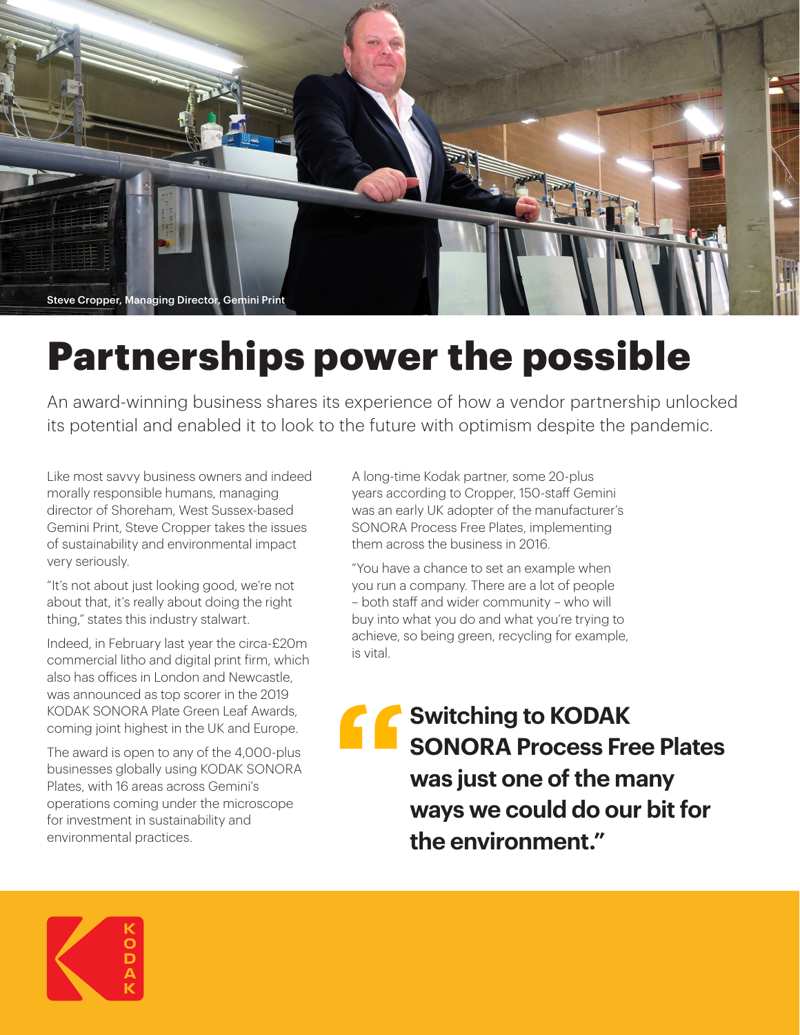Steve Cropper, Managing Director, Gemini Print

# Partnerships power the possible

An award-winning business shares its experience of how a vendor partnership unlocked its potential and enabled it to look to the future with optimism despite the pandemic.

Like most savvy business owners and indeed morally responsible humans, managing director of Shoreham, West Sussex-based Gemini Print, Steve Cropper takes the issues of sustainability and environmental impact very seriously.

"It's not about just looking good, we're not about that, it's really about doing the right thing," states this industry stalwart.

Indeed, in February last year the circa-£20m commercial litho and digital print firm, which also has offices in London and Newcastle, was announced as top scorer in the 2019 KODAK SONORA Plate Green Leaf Awards, coming joint highest in the UK and Europe.

The award is open to any of the 4,000-plus businesses globally using KODAK SONORA Plates, with 16 areas across Gemini's operations coming under the microscope for investment in sustainability and environmental practices.

A long-time Kodak partner, some 20-plus years according to Cropper, 150-staff Gemini was an early UK adopter of the manufacturer's SONORA Process Free Plates, implementing them across the business in 2016.

"You have a chance to set an example when you run a company. There are a lot of people – both staff and wider community – who will buy into what you do and what you're trying to achieve, so being green, recycling for example, is vital.

> **"Switching to KODAK SONORA Process Free Plates was just one of the many ways we could do our bit for the environment."**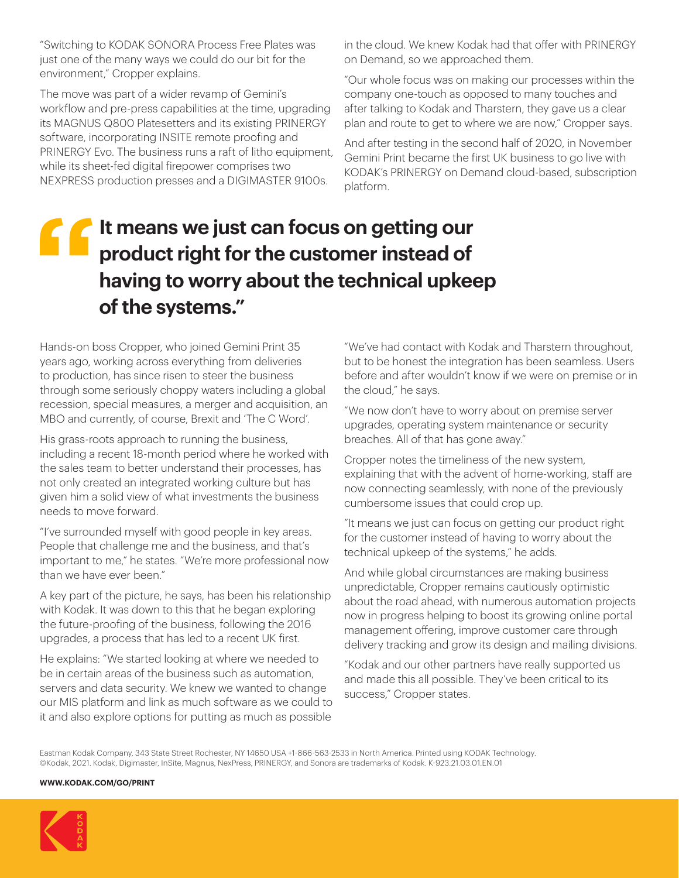"Switching to KODAK SONORA Process Free Plates was just one of the many ways we could do our bit for the environment," Cropper explains.

The move was part of a wider revamp of Gemini's workflow and pre-press capabilities at the time, upgrading its MAGNUS Q800 Platesetters and its existing PRINERGY software, incorporating INSITE remote proofing and PRINERGY Evo. The business runs a raft of litho equipment, while its sheet-fed digital firepower comprises two NEXPRESS production presses and a DIGIMASTER 9100s.

in the cloud. We knew Kodak had that offer with PRINERGY on Demand, so we approached them.

"Our whole focus was on making our processes within the company one-touch as opposed to many touches and after talking to Kodak and Tharstern, they gave us a clear plan and route to get to where we are now," Cropper says.

And after testing in the second half of 2020, in November Gemini Print became the first UK business to go live with KODAK's PRINERGY on Demand cloud-based, subscription platform.

> **"It means we just can focus on getting our product right for the customer instead of having to worry about the technical upkeep of the systems."**

Hands-on boss Cropper, who joined Gemini Print 35 years ago, working across everything from deliveries to production, has since risen to steer the business through some seriously choppy waters including a global recession, special measures, a merger and acquisition, an MBO and currently, of course, Brexit and 'The C Word'.

His grass-roots approach to running the business, including a recent 18-month period where he worked with the sales team to better understand their processes, has not only created an integrated working culture but has given him a solid view of what investments the business needs to move forward.

"I've surrounded myself with good people in key areas. People that challenge me and the business, and that's important to me," he states. "We're more professional now than we have ever been."

A key part of the picture, he says, has been his relationship with Kodak. It was down to this that he began exploring the future-proofing of the business, following the 2016 upgrades, a process that has led to a recent UK first.

He explains: "We started looking at where we needed to be in certain areas of the business such as automation, servers and data security. We knew we wanted to change our MIS platform and link as much software as we could to it and also explore options for putting as much as possible

"We've had contact with Kodak and Tharstern throughout, but to be honest the integration has been seamless. Users before and after wouldn't know if we were on premise or in the cloud," he says.

"We now don't have to worry about on premise server upgrades, operating system maintenance or security breaches. All of that has gone away."

Cropper notes the timeliness of the new system, explaining that with the advent of home-working, staff are now connecting seamlessly, with none of the previously cumbersome issues that could crop up.

"It means we just can focus on getting our product right for the customer instead of having to worry about the technical upkeep of the systems," he adds.

And while global circumstances are making business unpredictable, Cropper remains cautiously optimistic about the road ahead, with numerous automation projects now in progress helping to boost its growing online portal management offering, improve customer care through delivery tracking and grow its design and mailing divisions.

"Kodak and our other partners have really supported us and made this all possible. They've been critical to its success," Cropper states.

Eastman Kodak Company, 343 State Street Rochester, NY 14650 USA +1-866-563-2533 in North America. Printed using KODAK Technology.
©Kodak, 2021. Kodak, Digimaster, InSite, Magnus, NexPress, PRINERGY, and Sonora are trademarks of Kodak. K-923.21.03.01.EN.01

**WWW.KODAK.COM/GO/PRINT**